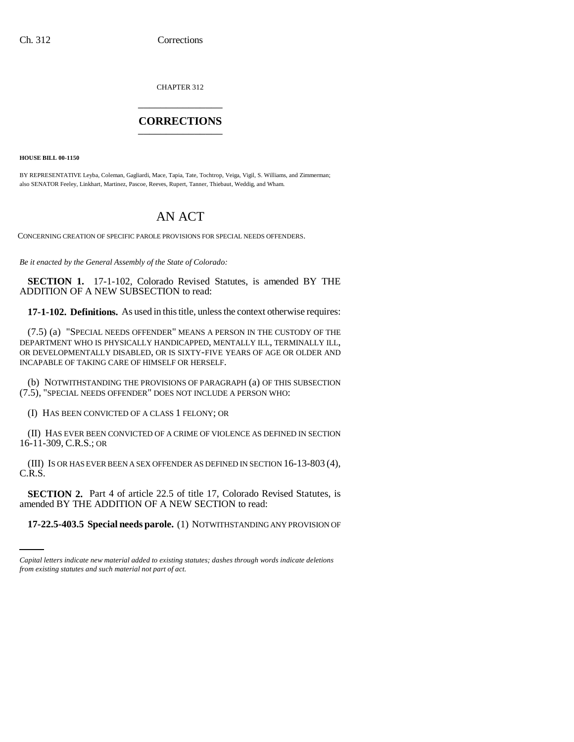CHAPTER 312

# CORRECTIONS

**HOUSE BILL 00-1150**

BY REPRESENTATIVE Leyba, Coleman, Gagliardi, Mace, Tapia, Tate, Tochtrop, Veiga, Vigil, S. Williams, and Zimmerman; also SENATOR Feeley, Linkhart, Martinez, Pascoe, Reeves, Rupert, Tanner, Thiebaut, Weddig, and Wham.

# AN ACT

CONCERNING CREATION OF SPECIFIC PAROLE PROVISIONS FOR SPECIAL NEEDS OFFENDERS.

*Be it enacted by the General Assembly of the State of Colorado:*

**SECTION 1.** 17-1-102, Colorado Revised Statutes, is amended BY THE ADDITION OF A NEW SUBSECTION to read:

**17-1-102. Definitions.** As used in this title, unless the context otherwise requires:

(7.5) (a) "SPECIAL NEEDS OFFENDER" MEANS A PERSON IN THE CUSTODY OF THE DEPARTMENT WHO IS PHYSICALLY HANDICAPPED, MENTALLY ILL, TERMINALLY ILL, OR DEVELOPMENTALLY DISABLED, OR IS SIXTY-FIVE YEARS OF AGE OR OLDER AND INCAPABLE OF TAKING CARE OF HIMSELF OR HERSELF.

(b) NOTWITHSTANDING THE PROVISIONS OF PARAGRAPH (a) OF THIS SUBSECTION (7.5), "SPECIAL NEEDS OFFENDER" DOES NOT INCLUDE A PERSON WHO:

(I) HAS BEEN CONVICTED OF A CLASS 1 FELONY; OR

(II) HAS EVER BEEN CONVICTED OF A CRIME OF VIOLENCE AS DEFINED IN SECTION 16-11-309, C.R.S.; OR

(III) IS OR HAS EVER BEEN A SEX OFFENDER AS DEFINED IN SECTION 16-13-803 (4), C.R.S.

**SECTION 2.** Part 4 of article 22.5 of title 17, Colorado Revised Statutes, is amended BY THE ADDITION OF A NEW SECTION to read:

**17-22.5-403.5 Special needs parole.** (1) NOTWITHSTANDING ANY PROVISION OF

*Capital letters indicate new material added to existing statutes; dashes through words indicate deletions from existing statutes and such material not part of act.*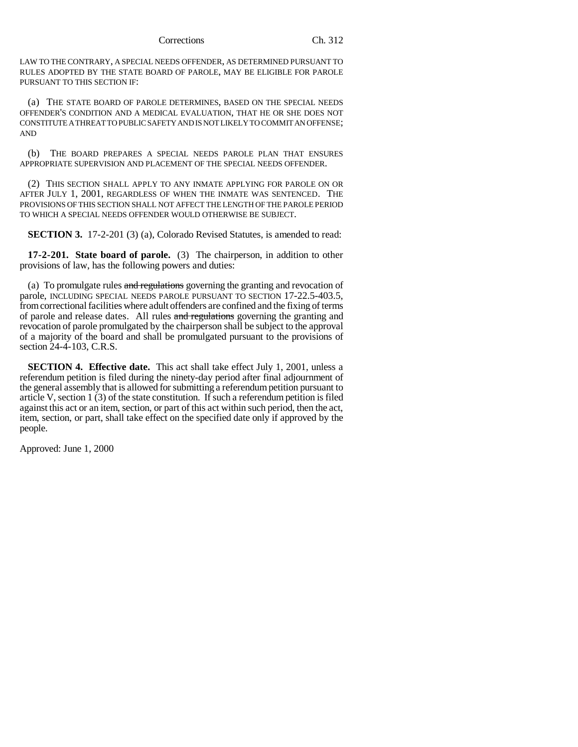LAW TO THE CONTRARY, A SPECIAL NEEDS OFFENDER, AS DETERMINED PURSUANT TO RULES ADOPTED BY THE STATE BOARD OF PAROLE, MAY BE ELIGIBLE FOR PAROLE PURSUANT TO THIS SECTION IF:

(a) THE STATE BOARD OF PAROLE DETERMINES, BASED ON THE SPECIAL NEEDS OFFENDER'S CONDITION AND A MEDICAL EVALUATION, THAT HE OR SHE DOES NOT CONSTITUTE A THREAT TO PUBLIC SAFETY AND IS NOT LIKELY TO COMMIT AN OFFENSE; AND

(b) THE BOARD PREPARES A SPECIAL NEEDS PAROLE PLAN THAT ENSURES APPROPRIATE SUPERVISION AND PLACEMENT OF THE SPECIAL NEEDS OFFENDER.

(2) THIS SECTION SHALL APPLY TO ANY INMATE APPLYING FOR PAROLE ON OR AFTER JULY 1, 2001, REGARDLESS OF WHEN THE INMATE WAS SENTENCED. THE PROVISIONS OF THIS SECTION SHALL NOT AFFECT THE LENGTH OF THE PAROLE PERIOD TO WHICH A SPECIAL NEEDS OFFENDER WOULD OTHERWISE BE SUBJECT.

**SECTION 3.** 17-2-201 (3) (a), Colorado Revised Statutes, is amended to read:

**17-2-201. State board of parole.** (3) The chairperson, in addition to other provisions of law, has the following powers and duties:

(a) To promulgate rules ~~and regulations~~ governing the granting and revocation of parole, INCLUDING SPECIAL NEEDS PAROLE PURSUANT TO SECTION 17-22.5-403.5, from correctional facilities where adult offenders are confined and the fixing of terms of parole and release dates. All rules ~~and regulations~~ governing the granting and revocation of parole promulgated by the chairperson shall be subject to the approval of a majority of the board and shall be promulgated pursuant to the provisions of section 24-4-103, C.R.S.

**SECTION 4. Effective date.** This act shall take effect July 1, 2001, unless a referendum petition is filed during the ninety-day period after final adjournment of the general assembly that is allowed for submitting a referendum petition pursuant to article V, section 1 (3) of the state constitution. If such a referendum petition is filed against this act or an item, section, or part of this act within such period, then the act, item, section, or part, shall take effect on the specified date only if approved by the people.

Approved: June 1, 2000